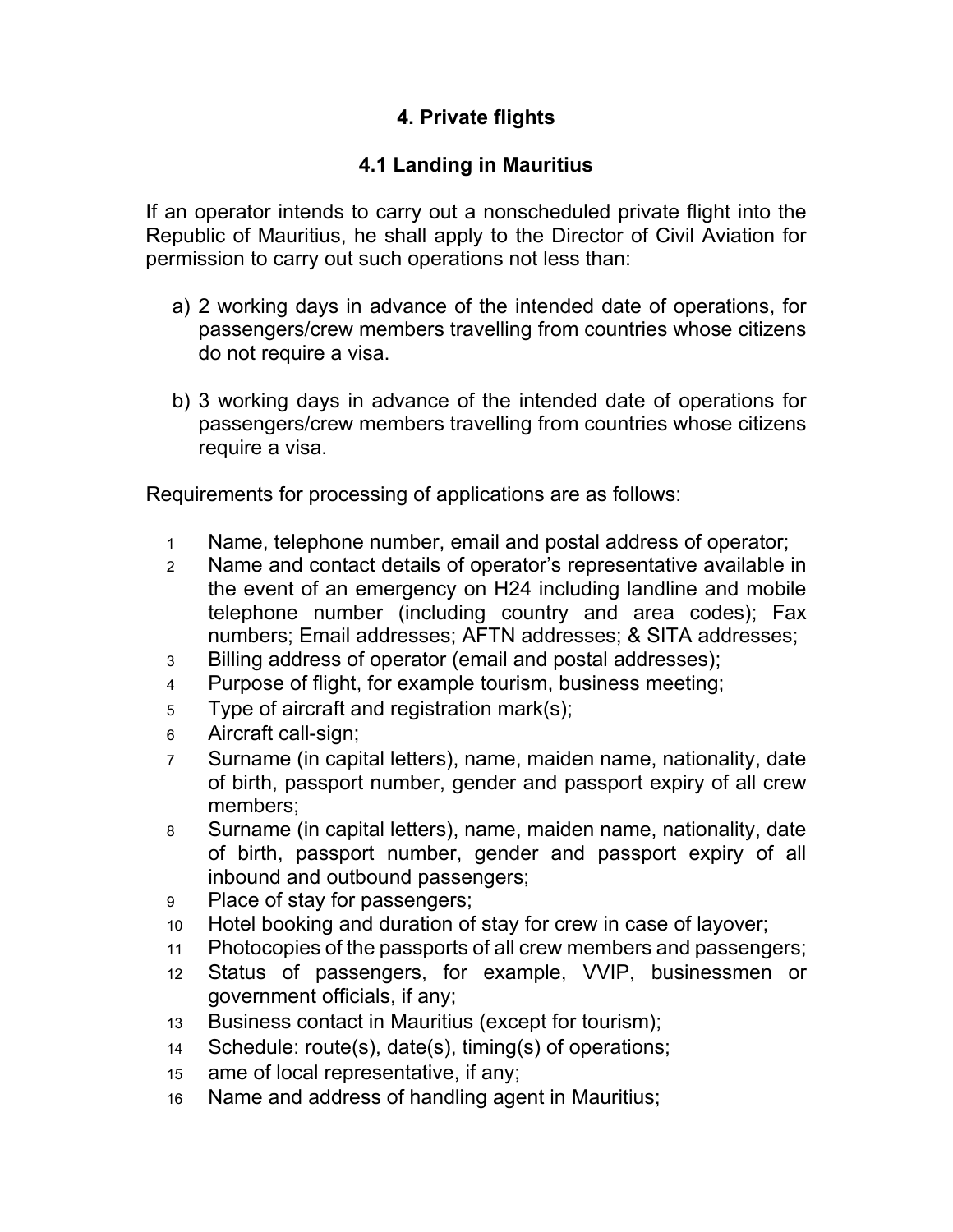## 4. Private flights

### 4.1 Landing in Mauritius

If an operator intends to carry out a nonscheduled private flight into the Republic of Mauritius, he shall apply to the Director of Civil Aviation for permission to carry out such operations not less than:

a) 2 working days in advance of the intended date of operations, for passengers/crew members travelling from countries whose citizens do not require a visa.

b) 3 working days in advance of the intended date of operations for passengers/crew members travelling from countries whose citizens require a visa.

Requirements for processing of applications are as follows:

1. Name, telephone number, email and postal address of operator;
2. Name and contact details of operator's representative available in the event of an emergency on H24 including landline and mobile telephone number (including country and area codes); Fax numbers; Email addresses; AFTN addresses; & SITA addresses;
3. Billing address of operator (email and postal addresses);
4. Purpose of flight, for example tourism, business meeting;
5. Type of aircraft and registration mark(s);
6. Aircraft call-sign;
7. Surname (in capital letters), name, maiden name, nationality, date of birth, passport number, gender and passport expiry of all crew members;
8. Surname (in capital letters), name, maiden name, nationality, date of birth, passport number, gender and passport expiry of all inbound and outbound passengers;
9. Place of stay for passengers;
10. Hotel booking and duration of stay for crew in case of layover;
11. Photocopies of the passports of all crew members and passengers;
12. Status of passengers, for example, VVIP, businessmen or government officials, if any;
13. Business contact in Mauritius (except for tourism);
14. Schedule: route(s), date(s), timing(s) of operations;
15. ame of local representative, if any;
16. Name and address of handling agent in Mauritius;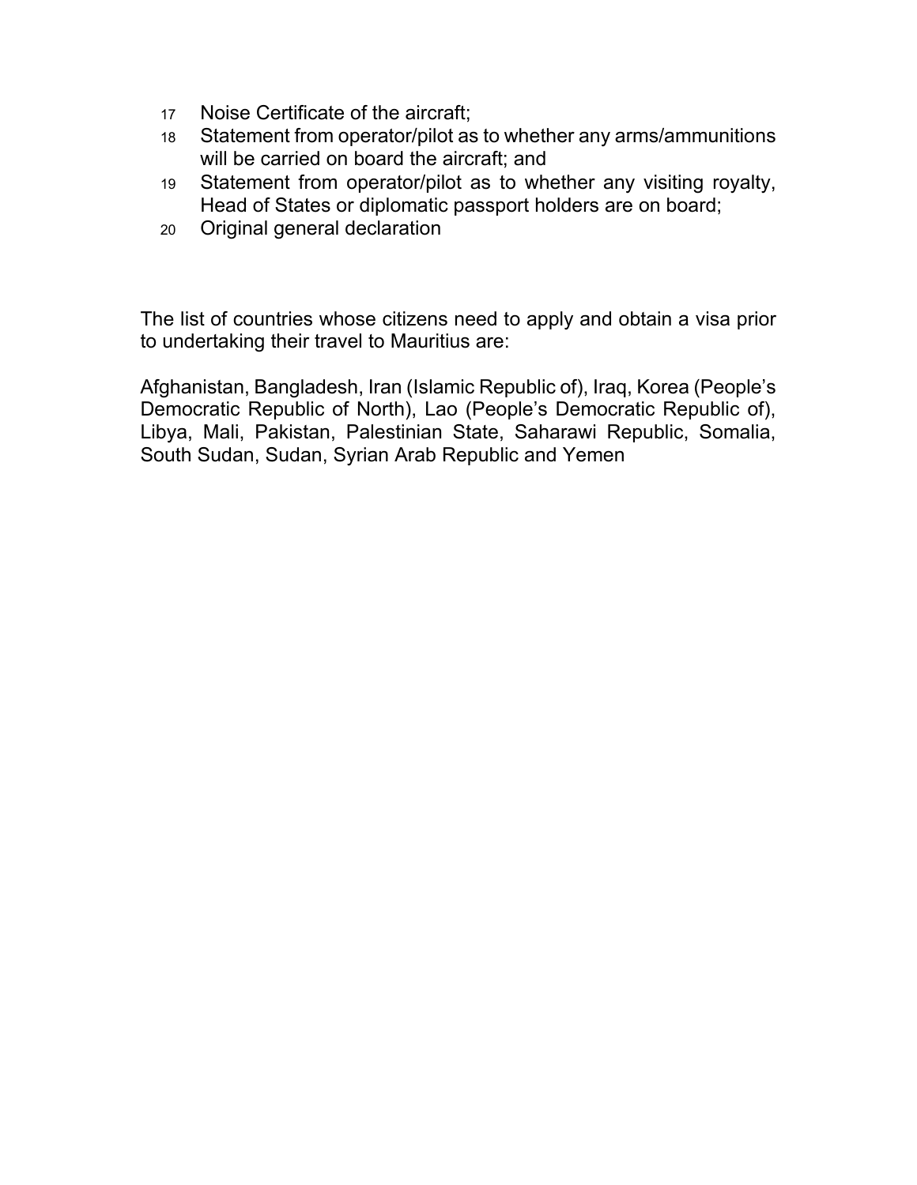17. Noise Certificate of the aircraft;
18. Statement from operator/pilot as to whether any arms/ammunitions will be carried on board the aircraft; and
19. Statement from operator/pilot as to whether any visiting royalty, Head of States or diplomatic passport holders are on board;
20. Original general declaration

The list of countries whose citizens need to apply and obtain a visa prior to undertaking their travel to Mauritius are:

Afghanistan, Bangladesh, Iran (Islamic Republic of), Iraq, Korea (People's Democratic Republic of North), Lao (People's Democratic Republic of), Libya, Mali, Pakistan, Palestinian State, Saharawi Republic, Somalia, South Sudan, Sudan, Syrian Arab Republic and Yemen